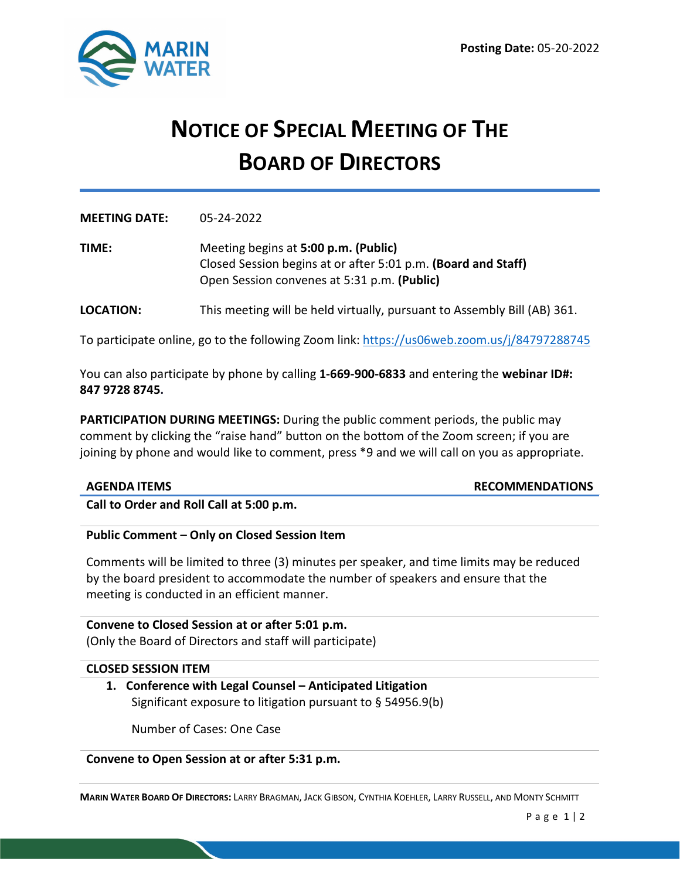MARIN WATER

**Posting Date:** 05-20-2022

# NOTICE OF SPECIAL MEETING OF THE BOARD OF DIRECTORS

**MEETING DATE:** 05-24-2022

**TIME:** Meeting begins at **5:00 p.m. (Public)**
Closed Session begins at or after 5:01 p.m. **(Board and Staff)**
Open Session convenes at 5:31 p.m. **(Public)**

**LOCATION:** This meeting will be held virtually, pursuant to Assembly Bill (AB) 361.

To participate online, go to the following Zoom link: https://us06web.zoom.us/j/84797288745

You can also participate by phone by calling **1-669-900-6833** and entering the **webinar ID#: 847 9728 8745.**

**PARTICIPATION DURING MEETINGS:** During the public comment periods, the public may comment by clicking the "raise hand" button on the bottom of the Zoom screen; if you are joining by phone and would like to comment, press *9 and we will call on you as appropriate.

| AGENDA ITEMS | RECOMMENDATIONS |
|---|---|

**Call to Order and Roll Call at 5:00 p.m.**

**Public Comment – Only on Closed Session Item**

Comments will be limited to three (3) minutes per speaker, and time limits may be reduced by the board president to accommodate the number of speakers and ensure that the meeting is conducted in an efficient manner.

**Convene to Closed Session at or after 5:01 p.m.**
(Only the Board of Directors and staff will participate)

**CLOSED SESSION ITEM**

1. **Conference with Legal Counsel – Anticipated Litigation**
   Significant exposure to litigation pursuant to § 54956.9(b)

   Number of Cases: One Case

**Convene to Open Session at or after 5:31 p.m.**

**MARIN WATER BOARD OF DIRECTORS:** LARRY BRAGMAN, JACK GIBSON, CYNTHIA KOEHLER, LARRY RUSSELL, AND MONTY SCHMITT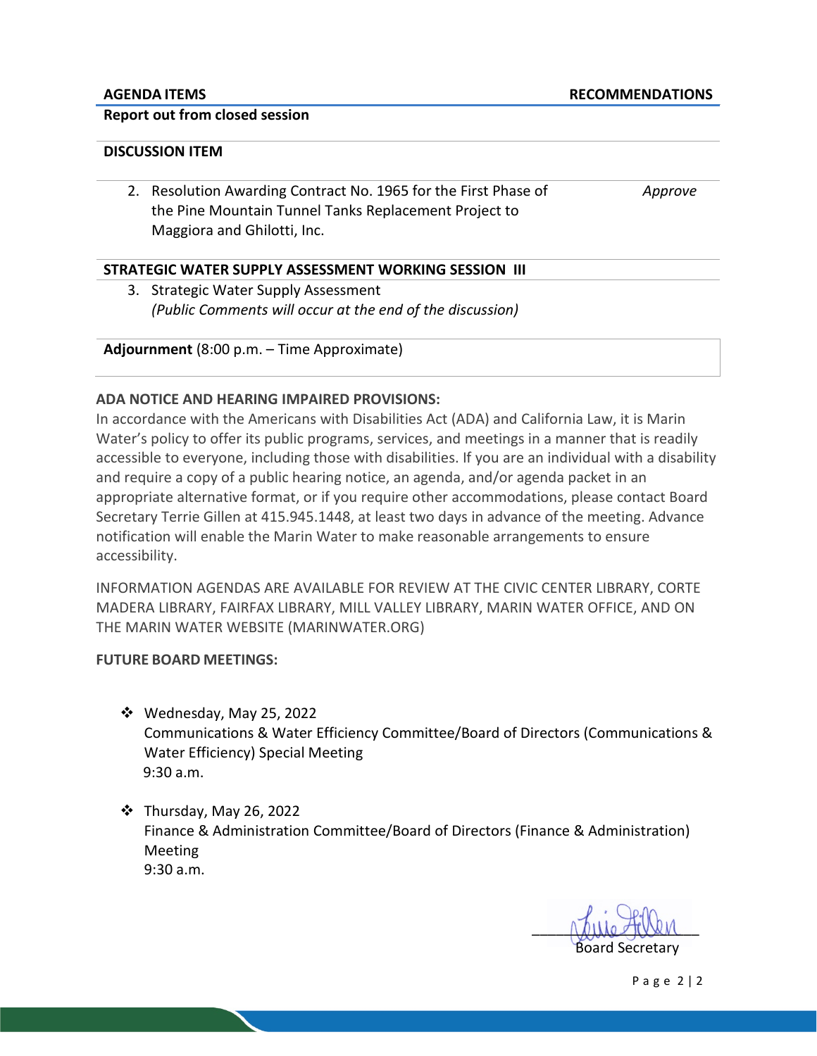| AGENDA ITEMS | RECOMMENDATIONS |
|---|---|
| **Report out from closed session** | |
| **DISCUSSION ITEM** | |
| 2. Resolution Awarding Contract No. 1965 for the First Phase of the Pine Mountain Tunnel Tanks Replacement Project to Maggiora and Ghilotti, Inc. | *Approve* |
| **STRATEGIC WATER SUPPLY ASSESSMENT WORKING SESSION III** | |
| 3. Strategic Water Supply Assessment *(Public Comments will occur at the end of the discussion)* | |
| **Adjournment** (8:00 p.m. – Time Approximate) | |

**ADA NOTICE AND HEARING IMPAIRED PROVISIONS:**

In accordance with the Americans with Disabilities Act (ADA) and California Law, it is Marin Water's policy to offer its public programs, services, and meetings in a manner that is readily accessible to everyone, including those with disabilities. If you are an individual with a disability and require a copy of a public hearing notice, an agenda, and/or agenda packet in an appropriate alternative format, or if you require other accommodations, please contact Board Secretary Terrie Gillen at 415.945.1448, at least two days in advance of the meeting. Advance notification will enable the Marin Water to make reasonable arrangements to ensure accessibility.

INFORMATION AGENDAS ARE AVAILABLE FOR REVIEW AT THE CIVIC CENTER LIBRARY, CORTE MADERA LIBRARY, FAIRFAX LIBRARY, MILL VALLEY LIBRARY, MARIN WATER OFFICE, AND ON THE MARIN WATER WEBSITE (MARINWATER.ORG)

**FUTURE BOARD MEETINGS:**

- Wednesday, May 25, 2022
  Communications & Water Efficiency Committee/Board of Directors (Communications & Water Efficiency) Special Meeting
  9:30 a.m.

- Thursday, May 26, 2022
  Finance & Administration Committee/Board of Directors (Finance & Administration) Meeting
  9:30 a.m.

Terrie Gillen
Board Secretary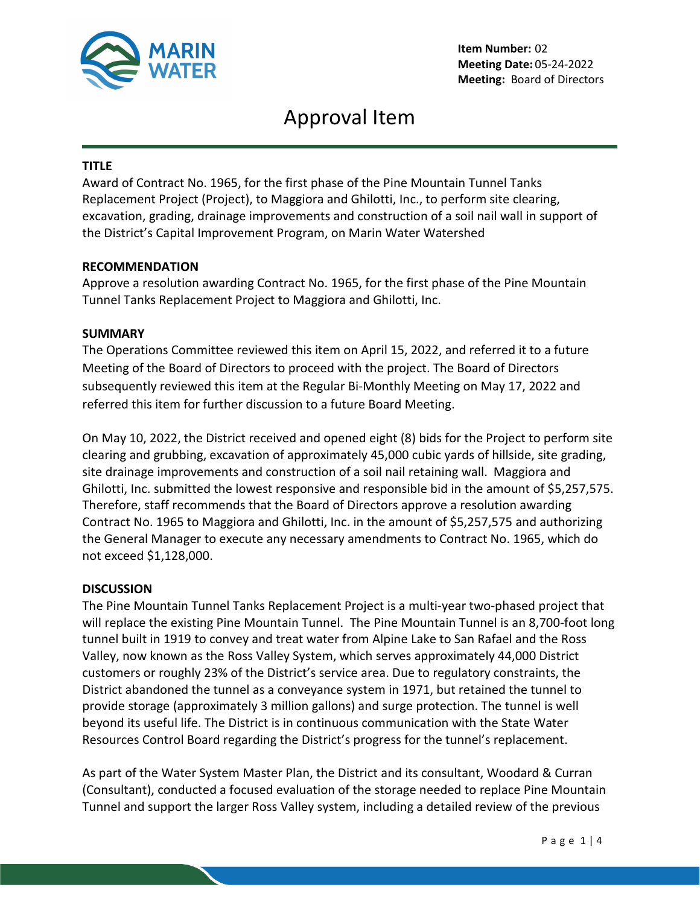**Item Number:** 02
**Meeting Date:** 05-24-2022
**Meeting:** Board of Directors

# Approval Item

## TITLE

Award of Contract No. 1965, for the first phase of the Pine Mountain Tunnel Tanks Replacement Project (Project), to Maggiora and Ghilotti, Inc., to perform site clearing, excavation, grading, drainage improvements and construction of a soil nail wall in support of the District's Capital Improvement Program, on Marin Water Watershed

## RECOMMENDATION

Approve a resolution awarding Contract No. 1965, for the first phase of the Pine Mountain Tunnel Tanks Replacement Project to Maggiora and Ghilotti, Inc.

## SUMMARY

The Operations Committee reviewed this item on April 15, 2022, and referred it to a future Meeting of the Board of Directors to proceed with the project. The Board of Directors subsequently reviewed this item at the Regular Bi-Monthly Meeting on May 17, 2022 and referred this item for further discussion to a future Board Meeting.

On May 10, 2022, the District received and opened eight (8) bids for the Project to perform site clearing and grubbing, excavation of approximately 45,000 cubic yards of hillside, site grading, site drainage improvements and construction of a soil nail retaining wall. Maggiora and Ghilotti, Inc. submitted the lowest responsive and responsible bid in the amount of $5,257,575. Therefore, staff recommends that the Board of Directors approve a resolution awarding Contract No. 1965 to Maggiora and Ghilotti, Inc. in the amount of $5,257,575 and authorizing the General Manager to execute any necessary amendments to Contract No. 1965, which do not exceed $1,128,000.

## DISCUSSION

The Pine Mountain Tunnel Tanks Replacement Project is a multi-year two-phased project that will replace the existing Pine Mountain Tunnel. The Pine Mountain Tunnel is an 8,700-foot long tunnel built in 1919 to convey and treat water from Alpine Lake to San Rafael and the Ross Valley, now known as the Ross Valley System, which serves approximately 44,000 District customers or roughly 23% of the District's service area. Due to regulatory constraints, the District abandoned the tunnel as a conveyance system in 1971, but retained the tunnel to provide storage (approximately 3 million gallons) and surge protection. The tunnel is well beyond its useful life. The District is in continuous communication with the State Water Resources Control Board regarding the District's progress for the tunnel's replacement.

As part of the Water System Master Plan, the District and its consultant, Woodard & Curran (Consultant), conducted a focused evaluation of the storage needed to replace Pine Mountain Tunnel and support the larger Ross Valley system, including a detailed review of the previous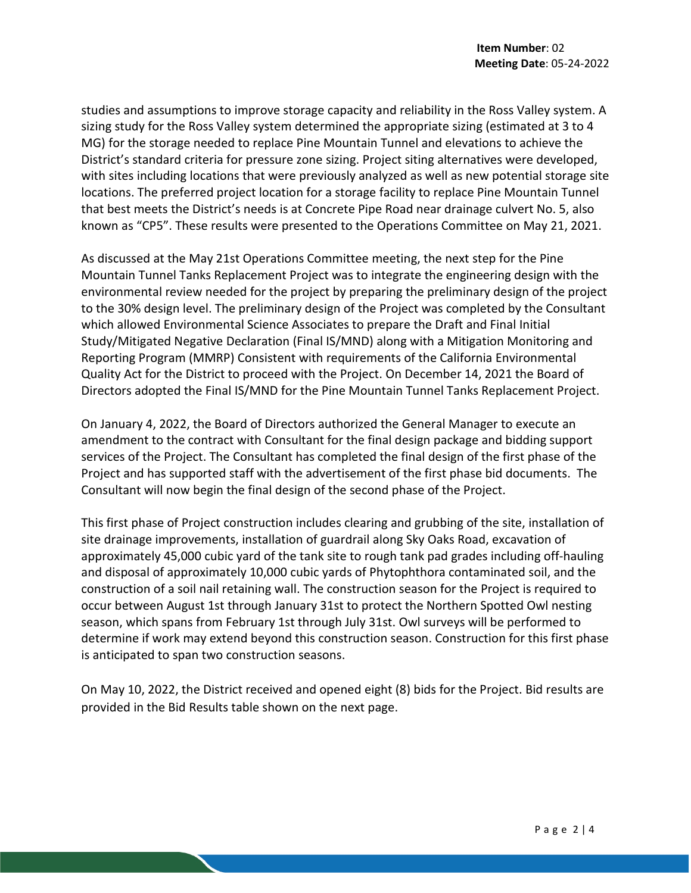studies and assumptions to improve storage capacity and reliability in the Ross Valley system. A sizing study for the Ross Valley system determined the appropriate sizing (estimated at 3 to 4 MG) for the storage needed to replace Pine Mountain Tunnel and elevations to achieve the District's standard criteria for pressure zone sizing. Project siting alternatives were developed, with sites including locations that were previously analyzed as well as new potential storage site locations. The preferred project location for a storage facility to replace Pine Mountain Tunnel that best meets the District's needs is at Concrete Pipe Road near drainage culvert No. 5, also known as "CP5". These results were presented to the Operations Committee on May 21, 2021.

As discussed at the May 21st Operations Committee meeting, the next step for the Pine Mountain Tunnel Tanks Replacement Project was to integrate the engineering design with the environmental review needed for the project by preparing the preliminary design of the project to the 30% design level. The preliminary design of the Project was completed by the Consultant which allowed Environmental Science Associates to prepare the Draft and Final Initial Study/Mitigated Negative Declaration (Final IS/MND) along with a Mitigation Monitoring and Reporting Program (MMRP) Consistent with requirements of the California Environmental Quality Act for the District to proceed with the Project. On December 14, 2021 the Board of Directors adopted the Final IS/MND for the Pine Mountain Tunnel Tanks Replacement Project.

On January 4, 2022, the Board of Directors authorized the General Manager to execute an amendment to the contract with Consultant for the final design package and bidding support services of the Project. The Consultant has completed the final design of the first phase of the Project and has supported staff with the advertisement of the first phase bid documents. The Consultant will now begin the final design of the second phase of the Project.

This first phase of Project construction includes clearing and grubbing of the site, installation of site drainage improvements, installation of guardrail along Sky Oaks Road, excavation of approximately 45,000 cubic yard of the tank site to rough tank pad grades including off-hauling and disposal of approximately 10,000 cubic yards of Phytophthora contaminated soil, and the construction of a soil nail retaining wall. The construction season for the Project is required to occur between August 1st through January 31st to protect the Northern Spotted Owl nesting season, which spans from February 1st through July 31st. Owl surveys will be performed to determine if work may extend beyond this construction season. Construction for this first phase is anticipated to span two construction seasons.

On May 10, 2022, the District received and opened eight (8) bids for the Project. Bid results are provided in the Bid Results table shown on the next page.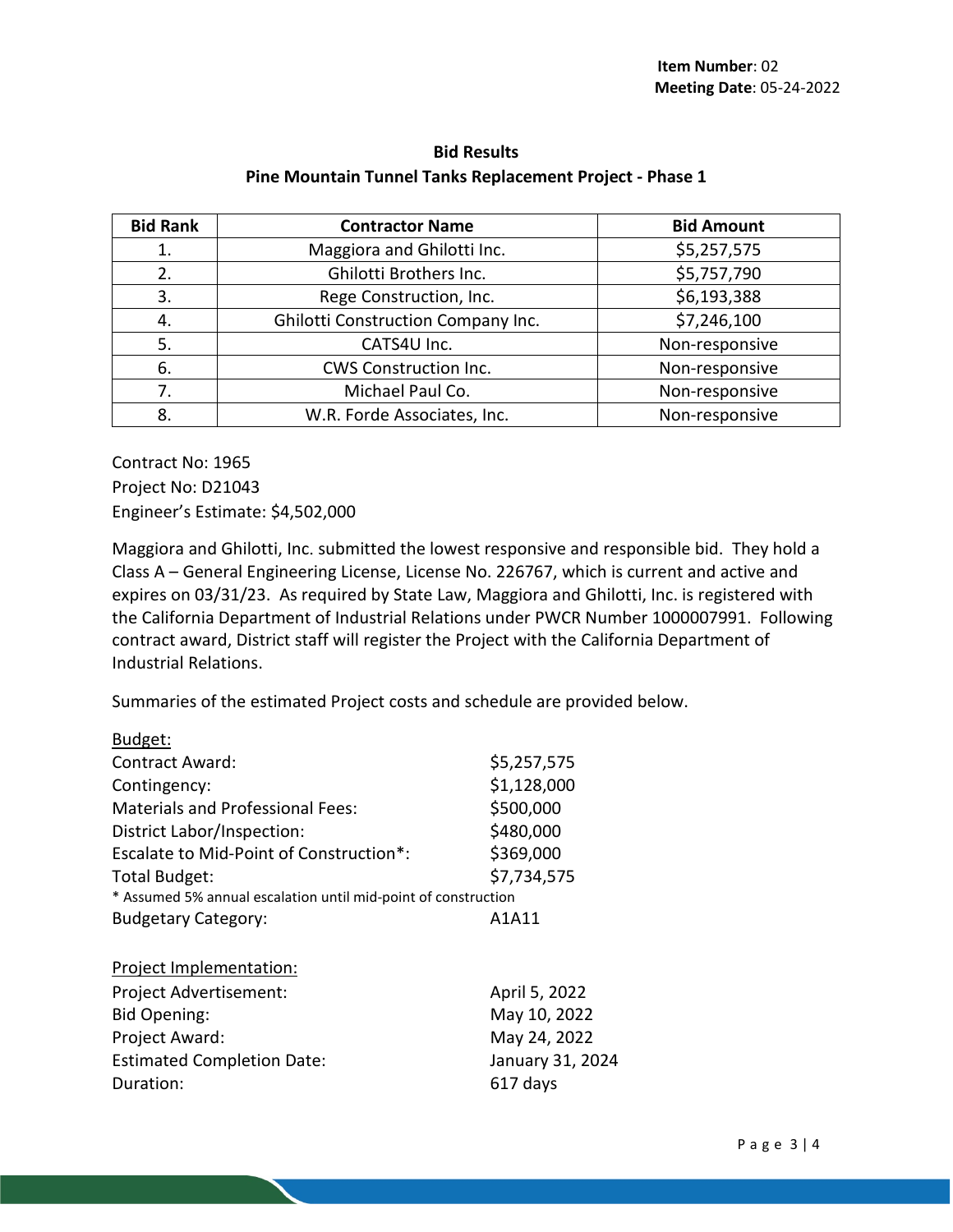**Item Number**: 02
**Meeting Date**: 05-24-2022

## Bid Results
### Pine Mountain Tunnel Tanks Replacement Project - Phase 1

| Bid Rank | Contractor Name | Bid Amount |
|---|---|---|
| 1. | Maggiora and Ghilotti Inc. | $5,257,575 |
| 2. | Ghilotti Brothers Inc. | $5,757,790 |
| 3. | Rege Construction, Inc. | $6,193,388 |
| 4. | Ghilotti Construction Company Inc. | $7,246,100 |
| 5. | CATS4U Inc. | Non-responsive |
| 6. | CWS Construction Inc. | Non-responsive |
| 7. | Michael Paul Co. | Non-responsive |
| 8. | W.R. Forde Associates, Inc. | Non-responsive |

Contract No: 1965
Project No: D21043
Engineer's Estimate: $4,502,000

Maggiora and Ghilotti, Inc. submitted the lowest responsive and responsible bid. They hold a Class A – General Engineering License, License No. 226767, which is current and active and expires on 03/31/23. As required by State Law, Maggiora and Ghilotti, Inc. is registered with the California Department of Industrial Relations under PWCR Number 1000007991. Following contract award, District staff will register the Project with the California Department of Industrial Relations.

Summaries of the estimated Project costs and schedule are provided below.

Budget:

| | |
|---|---|
| Contract Award: | $5,257,575 |
| Contingency: | $1,128,000 |
| Materials and Professional Fees: | $500,000 |
| District Labor/Inspection: | $480,000 |
| Escalate to Mid-Point of Construction*: | $369,000 |
| Total Budget: | $7,734,575 |

* Assumed 5% annual escalation until mid-point of construction

| | |
|---|---|
| Budgetary Category: | A1A11 |

Project Implementation:

| | |
|---|---|
| Project Advertisement: | April 5, 2022 |
| Bid Opening: | May 10, 2022 |
| Project Award: | May 24, 2022 |
| Estimated Completion Date: | January 31, 2024 |
| Duration: | 617 days |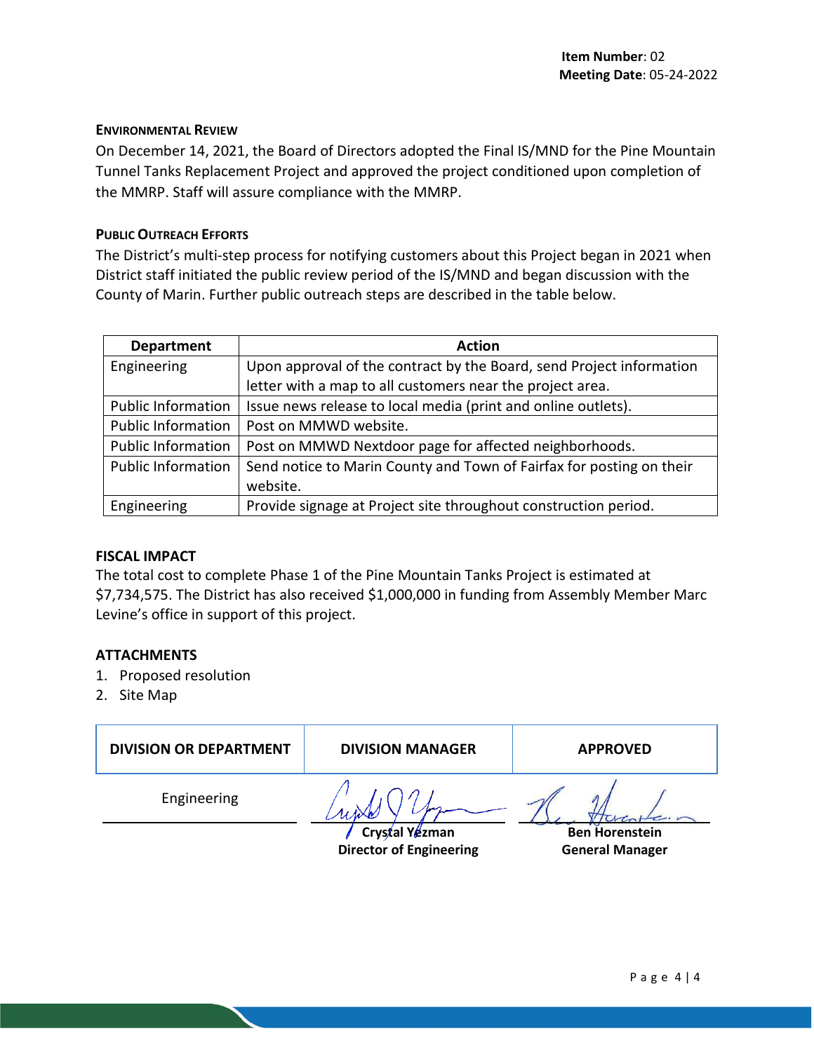**Item Number**: 02
**Meeting Date**: 05-24-2022

### Environmental Review

On December 14, 2021, the Board of Directors adopted the Final IS/MND for the Pine Mountain Tunnel Tanks Replacement Project and approved the project conditioned upon completion of the MMRP. Staff will assure compliance with the MMRP.

### Public Outreach Efforts

The District's multi-step process for notifying customers about this Project began in 2021 when District staff initiated the public review period of the IS/MND and began discussion with the County of Marin. Further public outreach steps are described in the table below.

| Department | Action |
|---|---|
| Engineering | Upon approval of the contract by the Board, send Project information letter with a map to all customers near the project area. |
| Public Information | Issue news release to local media (print and online outlets). |
| Public Information | Post on MMWD website. |
| Public Information | Post on MMWD Nextdoor page for affected neighborhoods. |
| Public Information | Send notice to Marin County and Town of Fairfax for posting on their website. |
| Engineering | Provide signage at Project site throughout construction period. |

### FISCAL IMPACT

The total cost to complete Phase 1 of the Pine Mountain Tanks Project is estimated at $7,734,575. The District has also received $1,000,000 in funding from Assembly Member Marc Levine's office in support of this project.

### ATTACHMENTS

1. Proposed resolution
2. Site Map

| DIVISION OR DEPARTMENT | DIVISION MANAGER | APPROVED |
|---|---|---|
| Engineering | Crystal Yezman<br>Director of Engineering | Ben Horenstein<br>General Manager |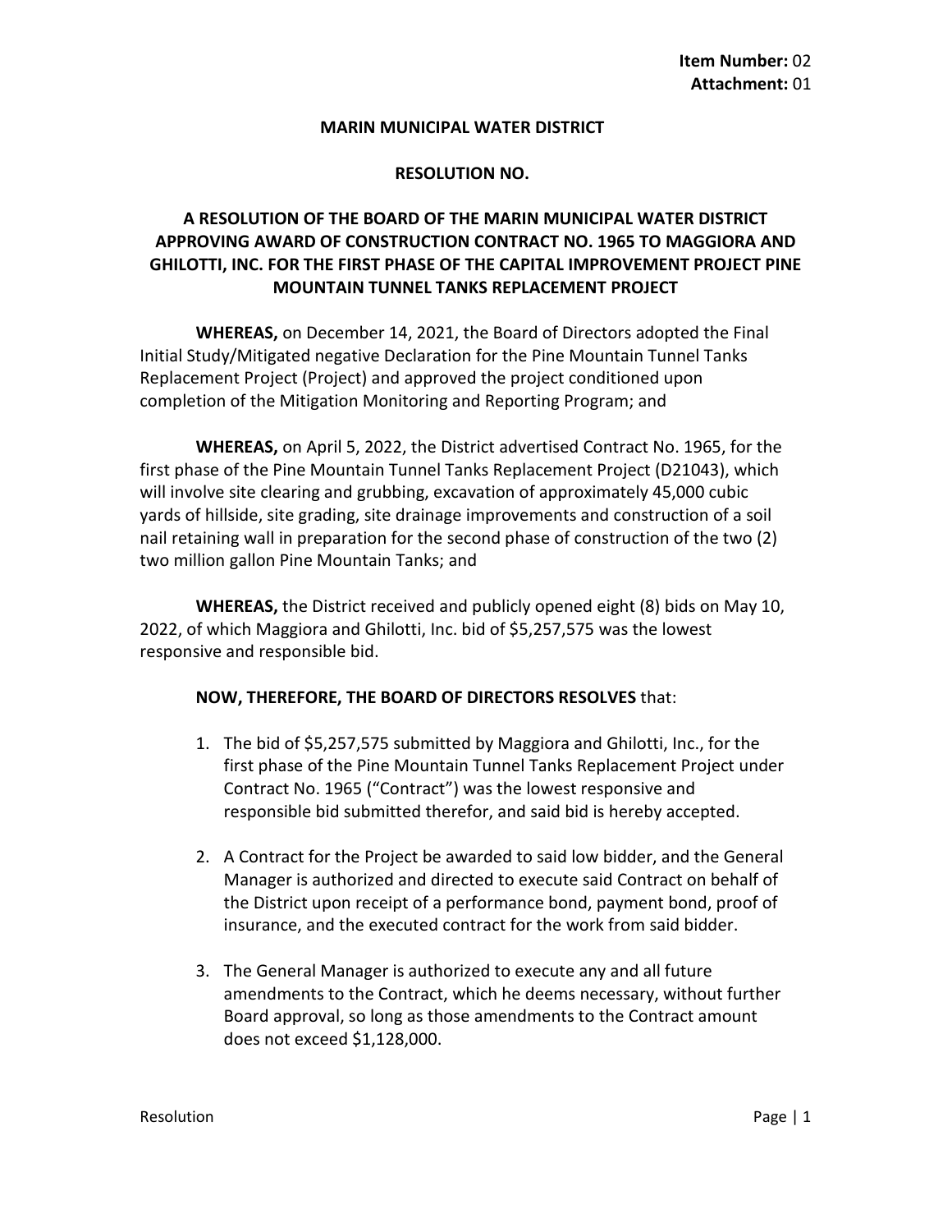**Item Number:** 02
**Attachment:** 01

**MARIN MUNICIPAL WATER DISTRICT**

**RESOLUTION NO.**

**A RESOLUTION OF THE BOARD OF THE MARIN MUNICIPAL WATER DISTRICT APPROVING AWARD OF CONSTRUCTION CONTRACT NO. 1965 TO MAGGIORA AND GHILOTTI, INC. FOR THE FIRST PHASE OF THE CAPITAL IMPROVEMENT PROJECT PINE MOUNTAIN TUNNEL TANKS REPLACEMENT PROJECT**

**WHEREAS,** on December 14, 2021, the Board of Directors adopted the Final Initial Study/Mitigated negative Declaration for the Pine Mountain Tunnel Tanks Replacement Project (Project) and approved the project conditioned upon completion of the Mitigation Monitoring and Reporting Program; and

**WHEREAS,** on April 5, 2022, the District advertised Contract No. 1965, for the first phase of the Pine Mountain Tunnel Tanks Replacement Project (D21043), which will involve site clearing and grubbing, excavation of approximately 45,000 cubic yards of hillside, site grading, site drainage improvements and construction of a soil nail retaining wall in preparation for the second phase of construction of the two (2) two million gallon Pine Mountain Tanks; and

**WHEREAS,** the District received and publicly opened eight (8) bids on May 10, 2022, of which Maggiora and Ghilotti, Inc. bid of $5,257,575 was the lowest responsive and responsible bid.

**NOW, THEREFORE, THE BOARD OF DIRECTORS RESOLVES** that:

1. The bid of $5,257,575 submitted by Maggiora and Ghilotti, Inc., for the first phase of the Pine Mountain Tunnel Tanks Replacement Project under Contract No. 1965 ("Contract") was the lowest responsive and responsible bid submitted therefor, and said bid is hereby accepted.

2. A Contract for the Project be awarded to said low bidder, and the General Manager is authorized and directed to execute said Contract on behalf of the District upon receipt of a performance bond, payment bond, proof of insurance, and the executed contract for the work from said bidder.

3. The General Manager is authorized to execute any and all future amendments to the Contract, which he deems necessary, without further Board approval, so long as those amendments to the Contract amount does not exceed $1,128,000.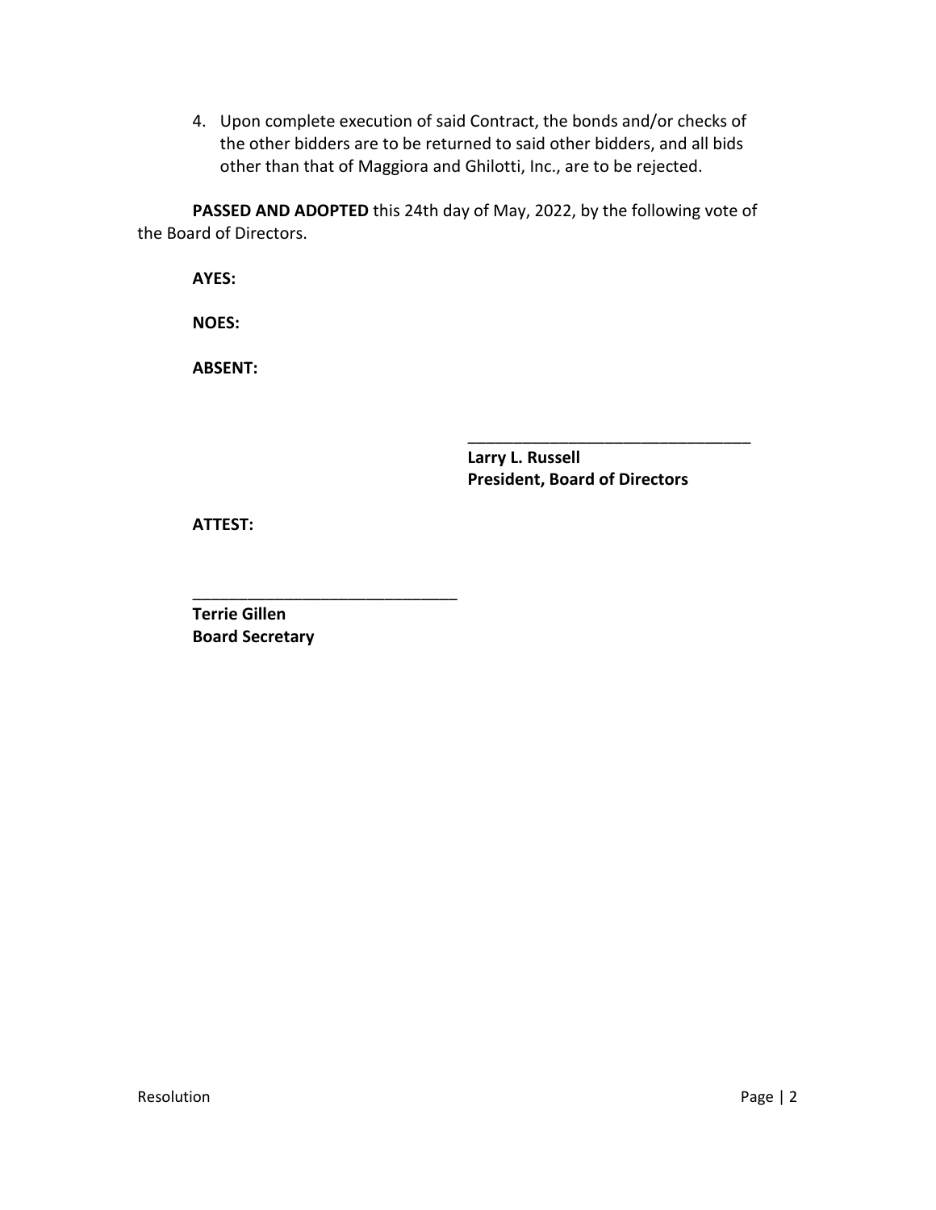4. Upon complete execution of said Contract, the bonds and/or checks of the other bidders are to be returned to said other bidders, and all bids other than that of Maggiora and Ghilotti, Inc., are to be rejected.

**PASSED AND ADOPTED** this 24th day of May, 2022, by the following vote of the Board of Directors.

**AYES:**

**NOES:**

**ABSENT:**

________________________________
**Larry L. Russell**
**President, Board of Directors**

**ATTEST:**

______________________________
**Terrie Gillen**
**Board Secretary**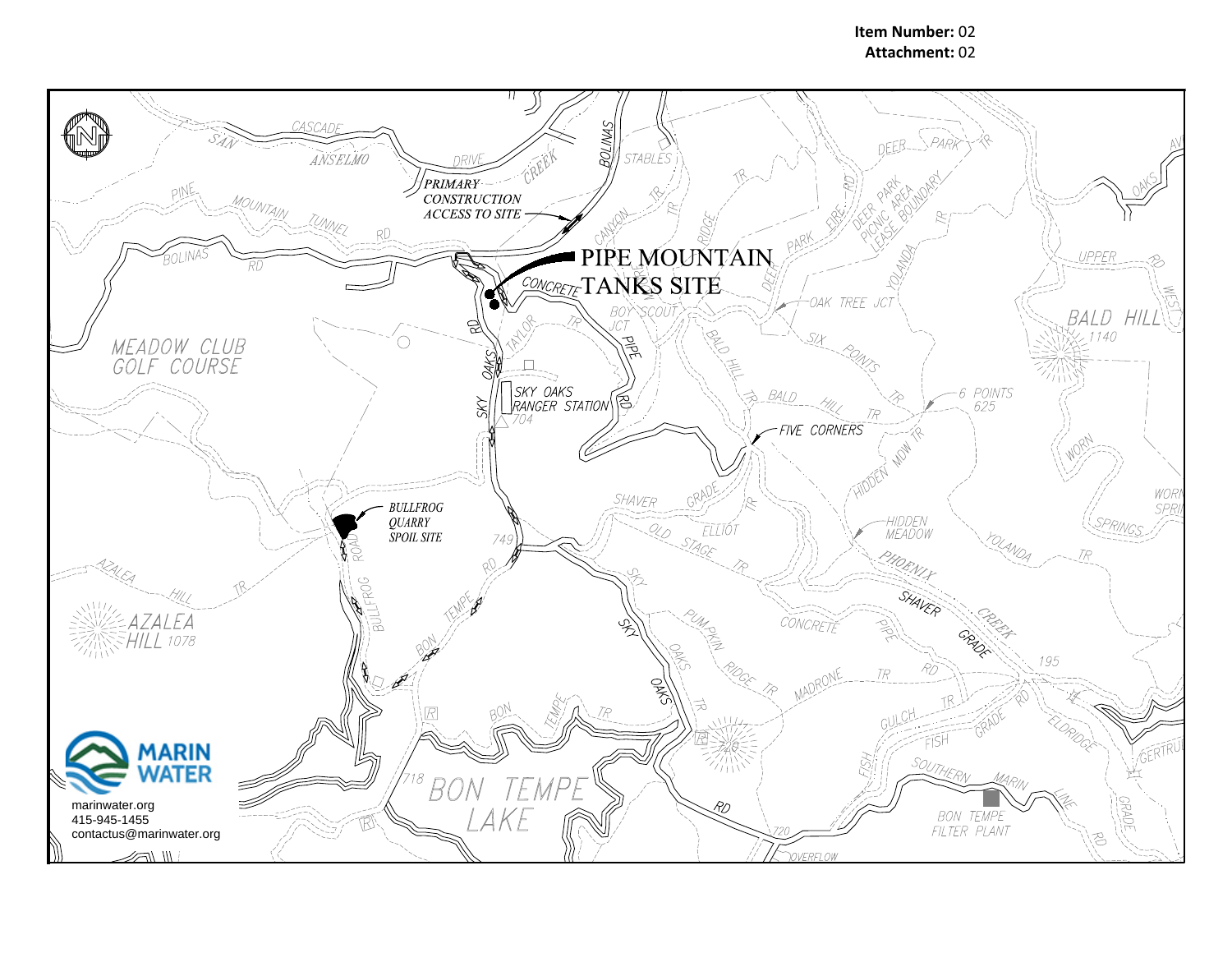**Item Number:** 02
**Attachment:** 02

PIPE MOUNTAIN TANKS SITE

PRIMARY CONSTRUCTION ACCESS TO SITE

BULLFROG QUARRY SPOIL SITE

SAN ANSELMO CASCADE DRIVE CREEK BOLINAS STABLES
PINE MOUNTAIN TUNNEL RD
BOLINAS RD
DEER PARK TR
DEER PARK PICNIC AREA LEASE BOUNDARY
CANYON TR RIDGE TR DEER PARK FIRE RD
CONCRETE PIPE RD
BOY SCOUT JCT
OAK TREE JCT
YOLANDA TR
UPPER RD WEST
BALD HILL 1140
MEADOW CLUB GOLF COURSE
TAYLOR TR
SKY OAKS RD
SKY OAKS RANGER STATION 704
BALD HILL TR
SIX POINTS TR
6 POINTS 625
FIVE CORNERS
HIDDEN MDW TR
WORN SPRINGS
SHAVER GRADE
ELLIOT TR
OLD STAGE
749
HIDDEN MEADOW
YOLANDA TR
PHOENIX CREEK
SHAVER GRADE
AZALEA HILL TR
AZALEA HILL 1078
BULLFROG ROAD
BON TEMPE RD
SKY OAKS
PUMPKIN RIDGE TR
CONCRETE PIPE RD
MADRONE TR
195
ELDRIDGE GRADE
GERTRUDE
BON TEMPE TR
FISH GULCH TR
FISH GRADE RD
SOUTHERN MARIN LINE RD
718 BON TEMPE LAKE
720
OVERFLOW
BON TEMPE FILTER PLANT

MARIN WATER
marinwater.org
415-945-1455
contactus@marinwater.org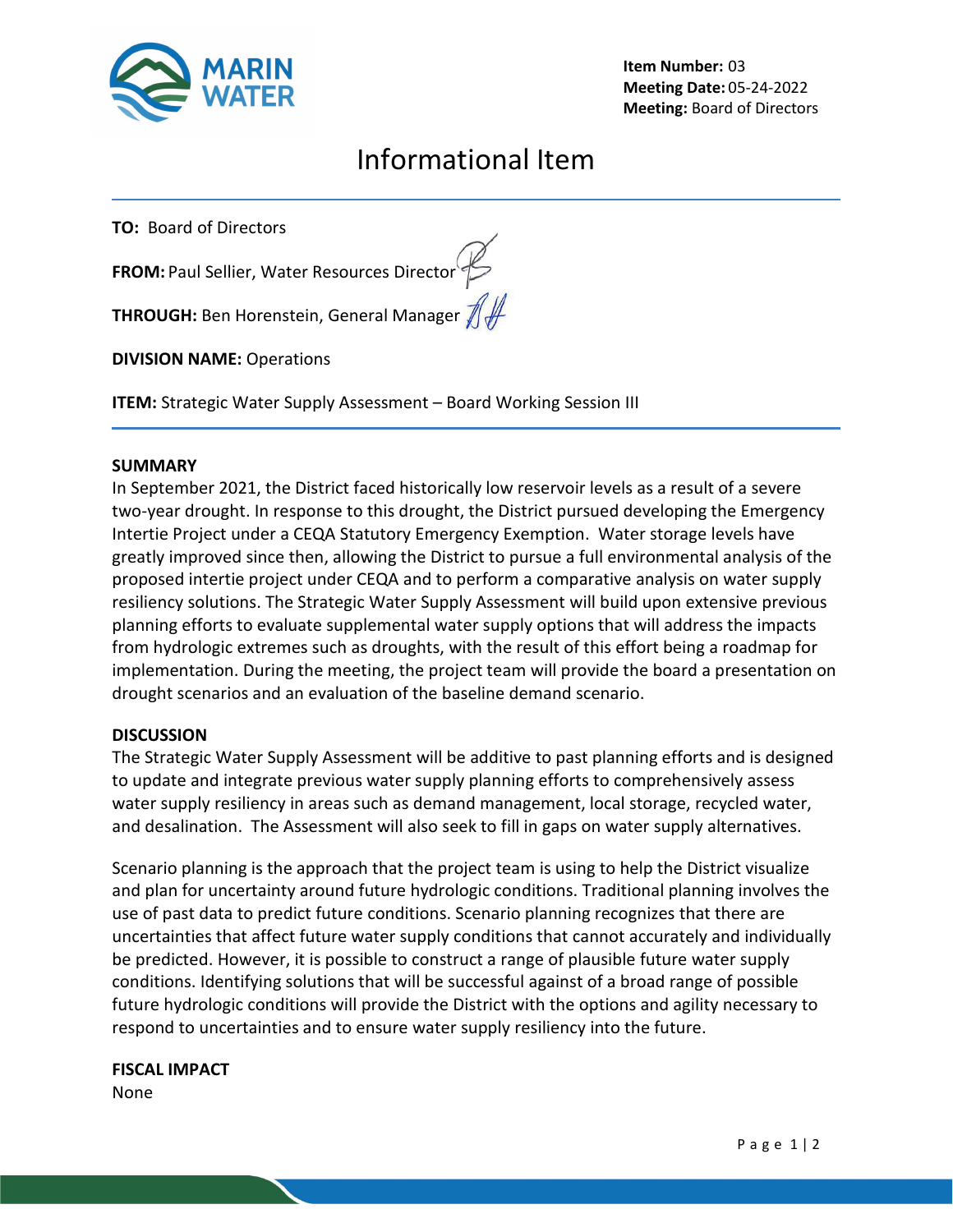**Item Number:** 03
**Meeting Date:** 05-24-2022
**Meeting:** Board of Directors

# Informational Item

**TO:** Board of Directors

**FROM:** Paul Sellier, Water Resources Director

**THROUGH:** Ben Horenstein, General Manager

**DIVISION NAME:** Operations

**ITEM:** Strategic Water Supply Assessment – Board Working Session III

## SUMMARY

In September 2021, the District faced historically low reservoir levels as a result of a severe two-year drought. In response to this drought, the District pursued developing the Emergency Intertie Project under a CEQA Statutory Emergency Exemption. Water storage levels have greatly improved since then, allowing the District to pursue a full environmental analysis of the proposed intertie project under CEQA and to perform a comparative analysis on water supply resiliency solutions. The Strategic Water Supply Assessment will build upon extensive previous planning efforts to evaluate supplemental water supply options that will address the impacts from hydrologic extremes such as droughts, with the result of this effort being a roadmap for implementation. During the meeting, the project team will provide the board a presentation on drought scenarios and an evaluation of the baseline demand scenario.

## DISCUSSION

The Strategic Water Supply Assessment will be additive to past planning efforts and is designed to update and integrate previous water supply planning efforts to comprehensively assess water supply resiliency in areas such as demand management, local storage, recycled water, and desalination. The Assessment will also seek to fill in gaps on water supply alternatives.

Scenario planning is the approach that the project team is using to help the District visualize and plan for uncertainty around future hydrologic conditions. Traditional planning involves the use of past data to predict future conditions. Scenario planning recognizes that there are uncertainties that affect future water supply conditions that cannot accurately and individually be predicted. However, it is possible to construct a range of plausible future water supply conditions. Identifying solutions that will be successful against of a broad range of possible future hydrologic conditions will provide the District with the options and agility necessary to respond to uncertainties and to ensure water supply resiliency into the future.

## FISCAL IMPACT

None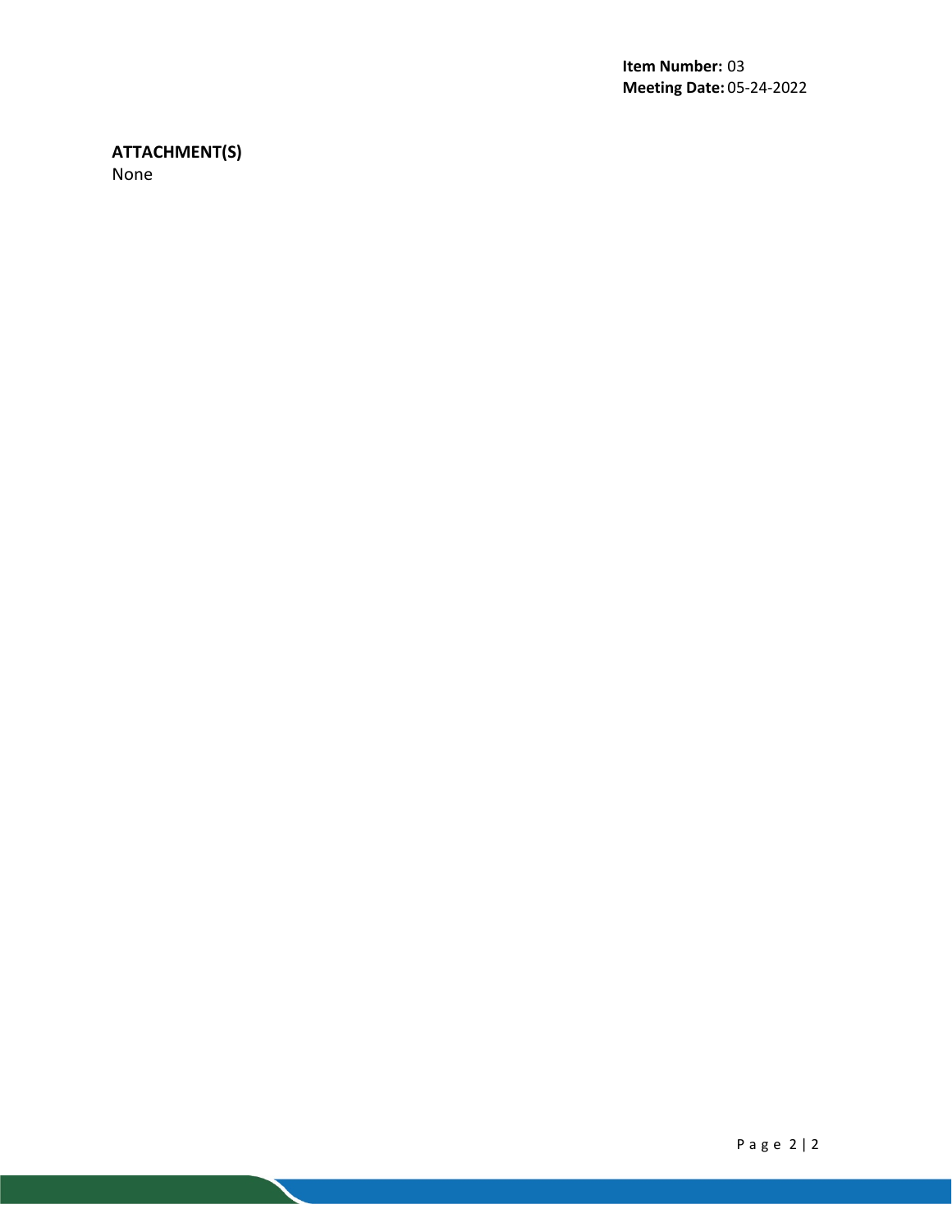**Item Number:** 03
**Meeting Date:** 05-24-2022

**ATTACHMENT(S)**
None